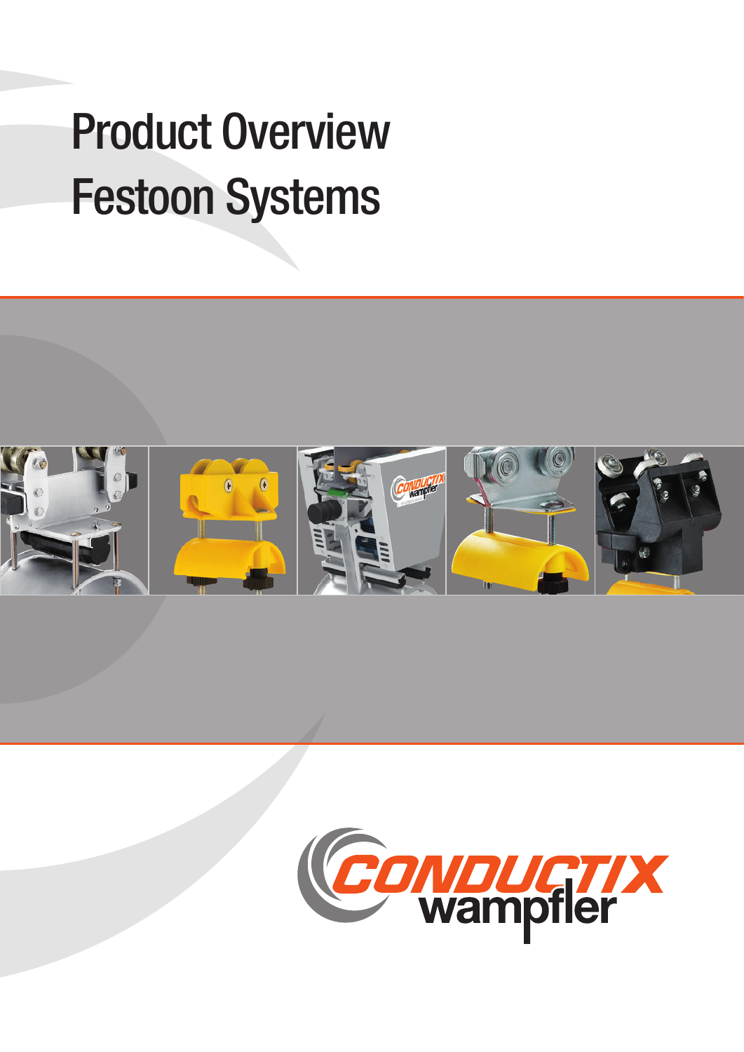# Product Overview
# Festoon Systems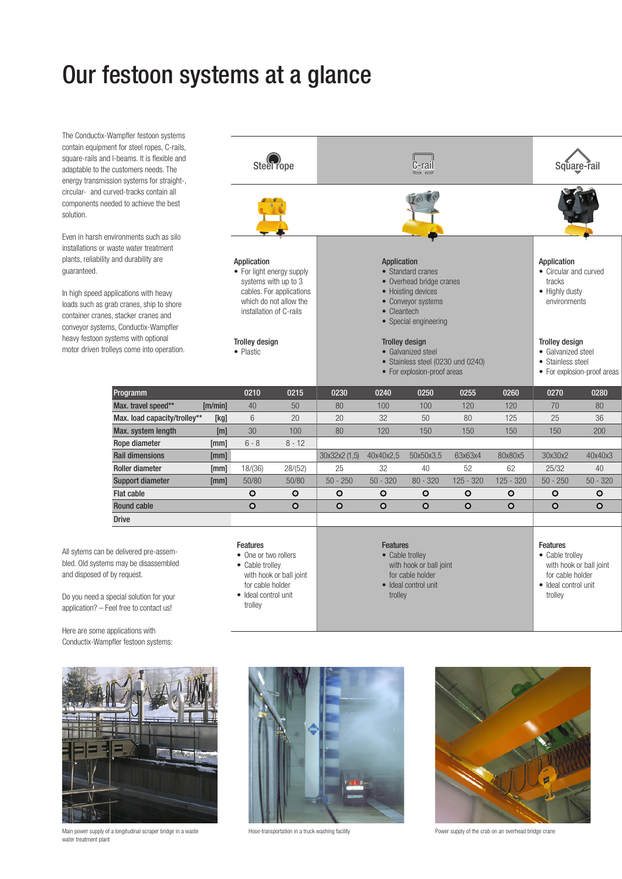# Our festoon systems at a glance

The Conductix-Wampfler festoon systems contain equipment for steel ropes, C-rails, square-rails and I-beams. It is flexible and adaptable to the customers needs. The energy transmission systems for straight-, circular- and curved-tracks contain all components needed to achieve the best solution.

Even in harsh environments such as silo installations or waste water treatment plants, reliability and durability are guaranteed.

In high speed applications with heavy loads such as grab cranes, ship to shore container cranes, stacker cranes and conveyor systems, Conductix-Wampfler heavy festoon systems with optional motor driven trolleys come into operation.

| | Steel rope | C-rail | Square-rail |
|---|---|---|---|
| **Application** | • For light energy supply systems with up to 3 cables. For applications which do not allow the installation of C-rails | • Standard cranes<br>• Overhead bridge cranes<br>• Hoisting devices<br>• Conveyor systems<br>• Cleantech<br>• Special engineering | • Circular and curved tracks<br>• Highly dusty environments |
| **Trolley design** | • Plastic | • Galvanized steel<br>• Stainless steel (0230 und 0240)<br>• For explosion-proof areas | • Galvanized steel<br>• Stainless steel<br>• For explosion-proof areas |

| Programm | | 0210 | 0215 | 0230 | 0240 | 0250 | 0255 | 0260 | 0270 | 0280 |
|---|---|---|---|---|---|---|---|---|---|---|
| Max. travel speed** | [m/min] | 40 | 50 | 80 | 100 | 100 | 120 | 120 | 70 | 80 |
| Max. load capacity/trolley** | [kg] | 6 | 20 | 20 | 32 | 50 | 80 | 125 | 25 | 36 |
| Max. system length | [m] | 30 | 100 | 80 | 120 | 150 | 150 | 150 | 150 | 200 |
| Rope diameter | [mm] | 6 - 8 | 8 - 12 | | | | | | | |
| Rail dimensions | [mm] | | | 30x32x2 (1,5) | 40x40x2,5 | 50x50x3,5 | 63x63x4 | 80x80x5 | 30x30x2 | 40x40x3 |
| Roller diameter | [mm] | 18/(36) | 28/(52) | 25 | 32 | 40 | 52 | 62 | 25/32 | 40 |
| Support diameter | [mm] | 50/80 | 50/80 | 50 - 250 | 50 - 320 | 80 - 320 | 125 - 320 | 125 - 320 | 50 - 250 | 50 - 320 |
| Flat cable | | o | o | o | o | o | o | o | o | o |
| Round cable | | o | o | o | o | o | o | o | o | o |
| Drive | | | | | | | | | | |

All sytems can be delivered pre-assembled. Old systems may be disassembled and disposed of by request.

Do you need a special solution for your application? – Feel free to contact us!

Here are some applications with Conductix-Wampfler festoon systems:

| | Steel rope | C-rail | Square-rail |
|---|---|---|---|
| **Features** | • One or two rollers<br>• Cable trolley with hook or ball joint for cable holder<br>• Ideal control unit trolley | • Cable trolley with hook or ball joint for cable holder<br>• Ideal control unit trolley | • Cable trolley with hook or ball joint for cable holder<br>• Ideal control unit trolley |

Main power supply of a longitudinal scraper bridge in a waste water treatment plant

Hose-transportation in a truck washing facility

Power supply of the crab on an overhead bridge crane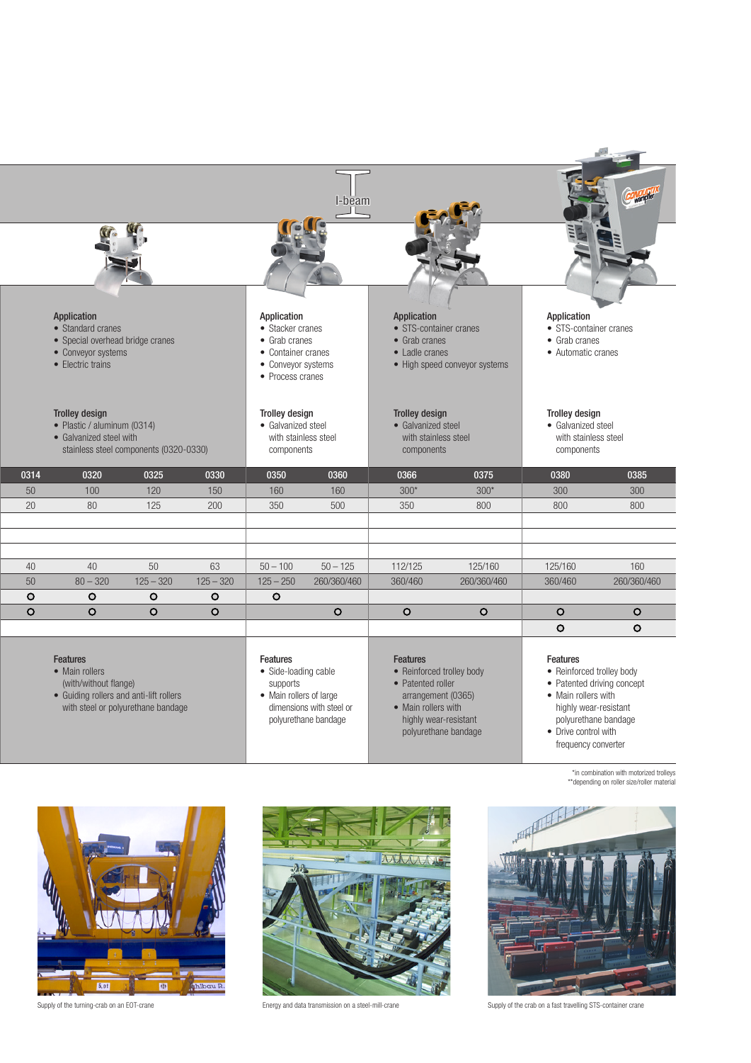I-beam

| | | | | | | | | | |
|---|---|---|---|---|---|---|---|---|---|
| **Application**<br>• Standard cranes<br>• Special overhead bridge cranes<br>• Conveyor systems<br>• Electric trains<br><br>**Trolley design**<br>• Plastic / aluminum (0314)<br>• Galvanized steel with stainless steel components (0320-0330) | | | | **Application**<br>• Stacker cranes<br>• Grab cranes<br>• Container cranes<br>• Conveyor systems<br>• Process cranes<br><br>**Trolley design**<br>• Galvanized steel with stainless steel components | | **Application**<br>• STS-container cranes<br>• Grab cranes<br>• Ladle cranes<br>• High speed conveyor systems<br><br>**Trolley design**<br>• Galvanized steel with stainless steel components | | **Application**<br>• STS-container cranes<br>• Grab cranes<br>• Automatic cranes<br><br>**Trolley design**<br>• Galvanized steel with stainless steel components | |
| 0314 | 0320 | 0325 | 0330 | 0350 | 0360 | 0366 | 0375 | 0380 | 0385 |
| 50 | 100 | 120 | 150 | 160 | 160 | 300* | 300* | 300 | 300 |
| 20 | 80 | 125 | 200 | 350 | 500 | 350 | 800 | 800 | 800 |
| | | | | | | | | | |
| | | | | | | | | | |
| 40 | 40 | 50 | 63 | 50 – 100 | 50 – 125 | 112/125 | 125/160 | 125/160 | 160 |
| 50 | 80 – 320 | 125 – 320 | 125 – 320 | 125 – 250 | 260/360/460 | 360/460 | 260/360/460 | 360/460 | 260/360/460 |
| o | o | o | o | o | | | | | |
| o | o | o | o | | o | o | o | o | o |
| | | | | | | | | o | o |
| **Features**<br>• Main rollers (with/without flange)<br>• Guiding rollers and anti-lift rollers with steel or polyurethane bandage | | | | **Features**<br>• Side-loading cable supports<br>• Main rollers of large dimensions with steel or polyurethane bandage | | **Features**<br>• Reinforced trolley body<br>• Patented roller arrangement (0365)<br>• Main rollers with highly wear-resistant polyurethane bandage | | **Features**<br>• Reinforced trolley body<br>• Patented driving concept<br>• Main rollers with highly wear-resistant polyurethane bandage<br>• Drive control with frequency converter | |

*in combination with motorized trolleys
**depending on roller size/roller material

Supply of the turning-crab on an EOT-crane

Energy and data transmission on a steel-mill-crane

Supply of the crab on a fast travelling STS-container crane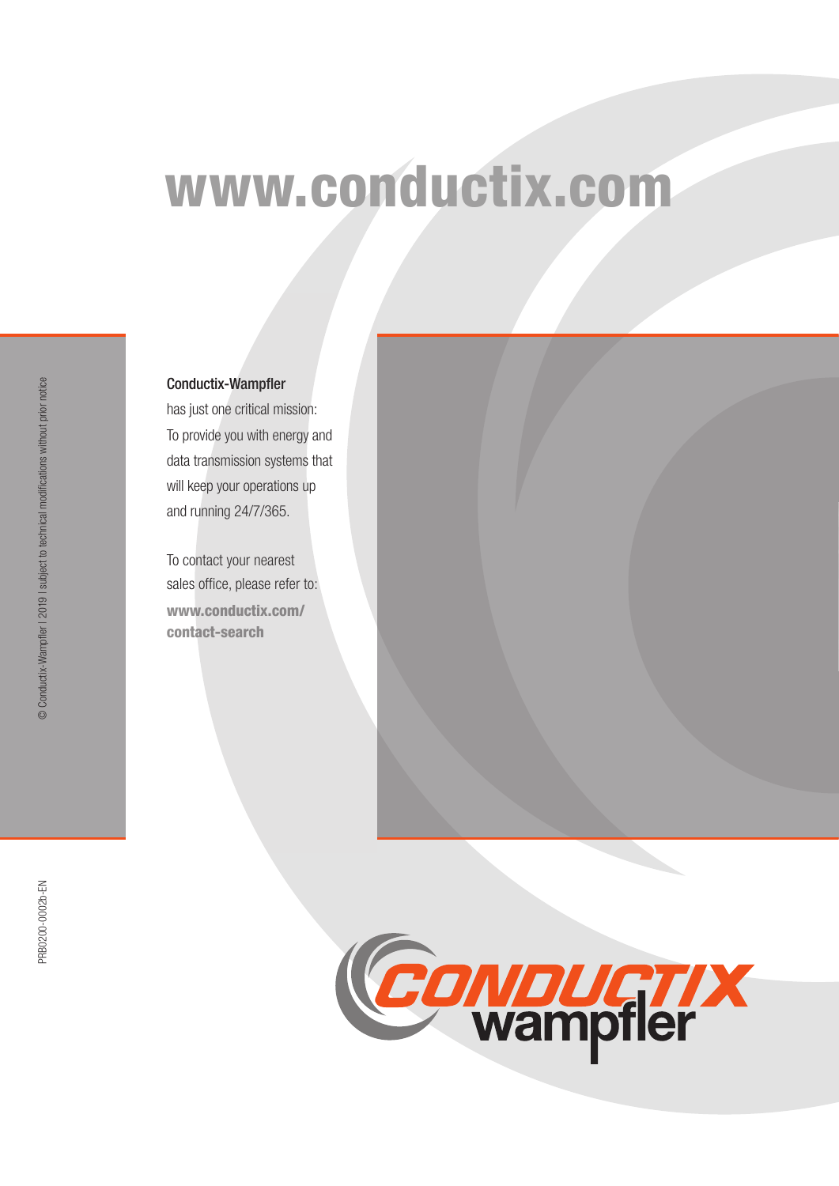# www.conductix.com

**Conductix-Wampfler**
has just one critical mission:
To provide you with energy and data transmission systems that will keep your operations up and running 24/7/365.

To contact your nearest sales office, please refer to:
**www.conductix.com/contact-search**

© Conductix-Wampfler | 2019 | subject to technical modifications without prior notice

PRB0200-0002b-EN